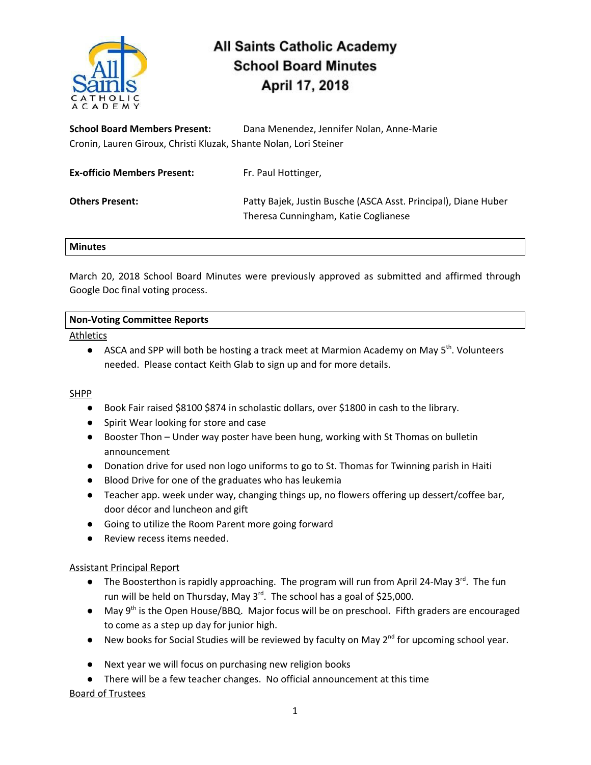# All Saints Catholic Academy
## School Board Minutes
## April 17, 2018

**School Board Members Present:** Dana Menendez, Jennifer Nolan, Anne-Marie Cronin, Lauren Giroux, Christi Kluzak, Shante Nolan, Lori Steiner

**Ex-officio Members Present:** Fr. Paul Hottinger,

**Others Present:** Patty Bajek, Justin Busche (ASCA Asst. Principal), Diane Huber Theresa Cunningham, Katie Coglianese

### Minutes

March 20, 2018 School Board Minutes were previously approved as submitted and affirmed through Google Doc final voting process.

### Non-Voting Committee Reports

Athletics

- ASCA and SPP will both be hosting a track meet at Marmion Academy on May 5th. Volunteers needed. Please contact Keith Glab to sign up and for more details.

SHPP

- Book Fair raised $8100 $874 in scholastic dollars, over $1800 in cash to the library.
- Spirit Wear looking for store and case
- Booster Thon – Under way poster have been hung, working with St Thomas on bulletin announcement
- Donation drive for used non logo uniforms to go to St. Thomas for Twinning parish in Haiti
- Blood Drive for one of the graduates who has leukemia
- Teacher app. week under way, changing things up, no flowers offering up dessert/coffee bar, door décor and luncheon and gift
- Going to utilize the Room Parent more going forward
- Review recess items needed.

Assistant Principal Report

- The Boosterthon is rapidly approaching. The program will run from April 24-May 3rd. The fun run will be held on Thursday, May 3rd. The school has a goal of $25,000.
- May 9th is the Open House/BBQ. Major focus will be on preschool. Fifth graders are encouraged to come as a step up day for junior high.
- New books for Social Studies will be reviewed by faculty on May 2nd for upcoming school year.
- Next year we will focus on purchasing new religion books
- There will be a few teacher changes. No official announcement at this time

Board of Trustees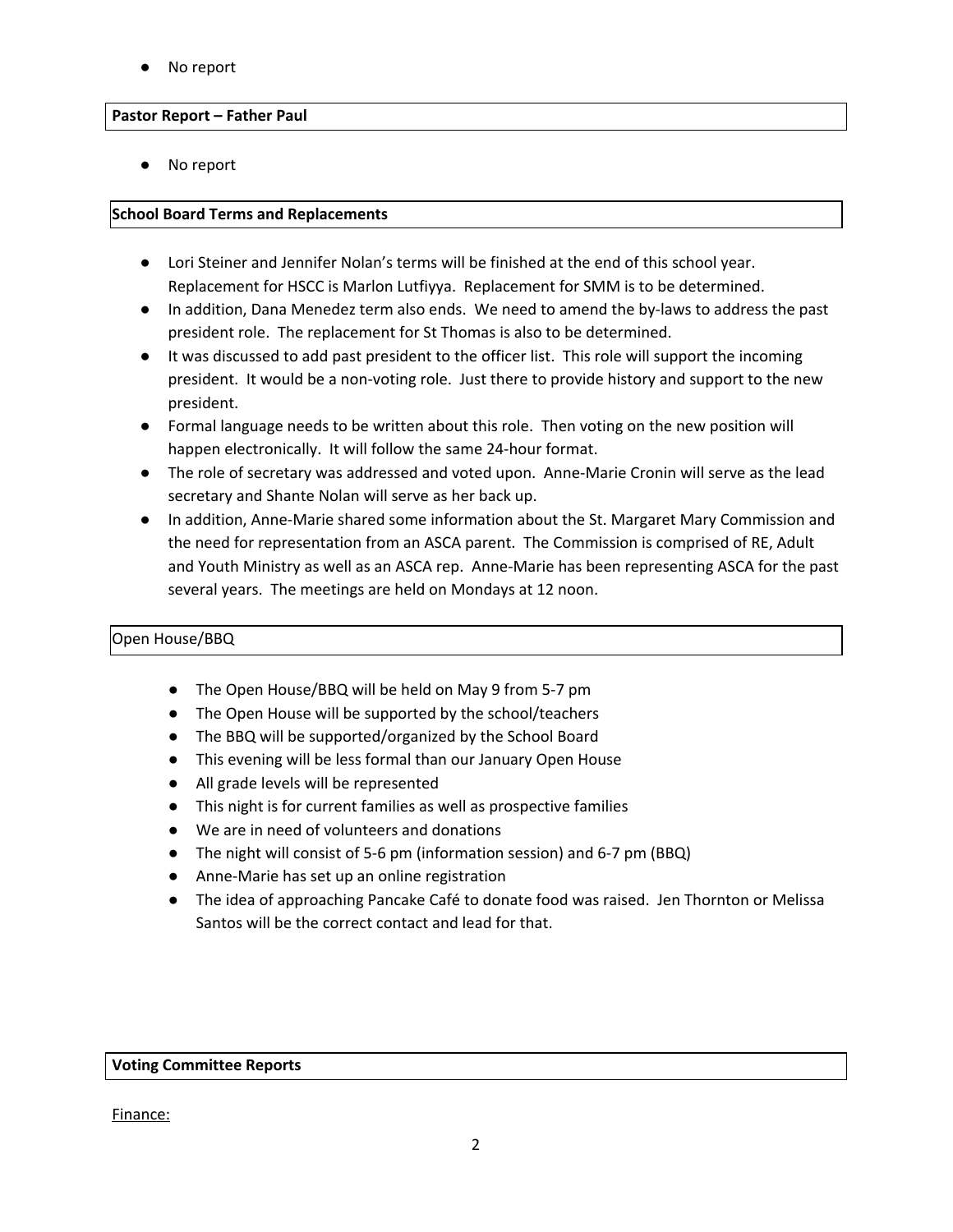- No report

**Pastor Report – Father Paul**

- No report

**School Board Terms and Replacements**

- Lori Steiner and Jennifer Nolan's terms will be finished at the end of this school year. Replacement for HSCC is Marlon Lutfiyya. Replacement for SMM is to be determined.
- In addition, Dana Menedez term also ends. We need to amend the by-laws to address the past president role. The replacement for St Thomas is also to be determined.
- It was discussed to add past president to the officer list. This role will support the incoming president. It would be a non-voting role. Just there to provide history and support to the new president.
- Formal language needs to be written about this role. Then voting on the new position will happen electronically. It will follow the same 24-hour format.
- The role of secretary was addressed and voted upon. Anne-Marie Cronin will serve as the lead secretary and Shante Nolan will serve as her back up.
- In addition, Anne-Marie shared some information about the St. Margaret Mary Commission and the need for representation from an ASCA parent. The Commission is comprised of RE, Adult and Youth Ministry as well as an ASCA rep. Anne-Marie has been representing ASCA for the past several years. The meetings are held on Mondays at 12 noon.

Open House/BBQ

- The Open House/BBQ will be held on May 9 from 5-7 pm
- The Open House will be supported by the school/teachers
- The BBQ will be supported/organized by the School Board
- This evening will be less formal than our January Open House
- All grade levels will be represented
- This night is for current families as well as prospective families
- We are in need of volunteers and donations
- The night will consist of 5-6 pm (information session) and 6-7 pm (BBQ)
- Anne-Marie has set up an online registration
- The idea of approaching Pancake Café to donate food was raised. Jen Thornton or Melissa Santos will be the correct contact and lead for that.

**Voting Committee Reports**

Finance: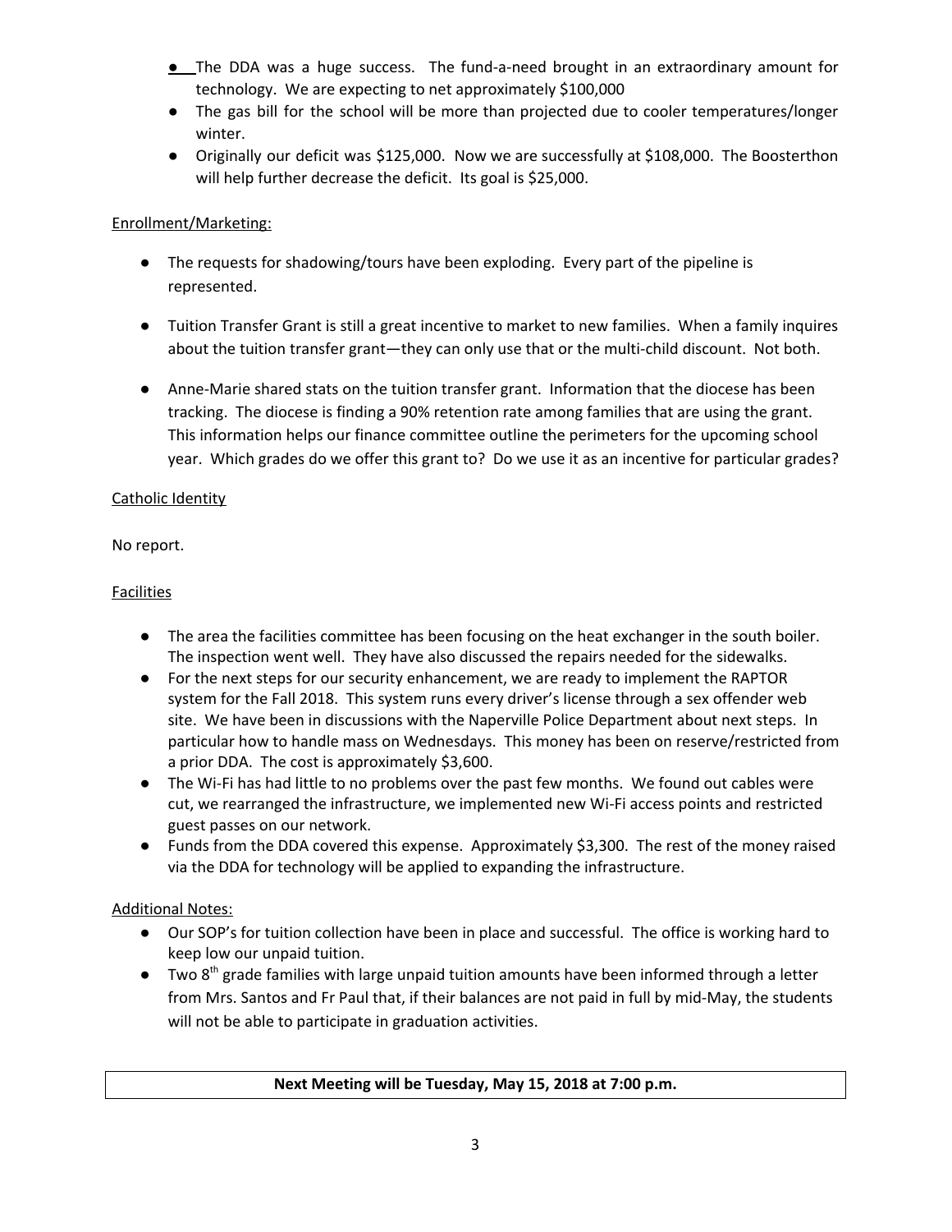- The DDA was a huge success. The fund-a-need brought in an extraordinary amount for technology. We are expecting to net approximately $100,000
- The gas bill for the school will be more than projected due to cooler temperatures/longer winter.
- Originally our deficit was $125,000. Now we are successfully at $108,000. The Boosterthon will help further decrease the deficit. Its goal is $25,000.

Enrollment/Marketing:

- The requests for shadowing/tours have been exploding. Every part of the pipeline is represented.

- Tuition Transfer Grant is still a great incentive to market to new families. When a family inquires about the tuition transfer grant—they can only use that or the multi-child discount. Not both.

- Anne-Marie shared stats on the tuition transfer grant. Information that the diocese has been tracking. The diocese is finding a 90% retention rate among families that are using the grant. This information helps our finance committee outline the perimeters for the upcoming school year. Which grades do we offer this grant to? Do we use it as an incentive for particular grades?

Catholic Identity

No report.

Facilities

- The area the facilities committee has been focusing on the heat exchanger in the south boiler. The inspection went well. They have also discussed the repairs needed for the sidewalks.
- For the next steps for our security enhancement, we are ready to implement the RAPTOR system for the Fall 2018. This system runs every driver's license through a sex offender web site. We have been in discussions with the Naperville Police Department about next steps. In particular how to handle mass on Wednesdays. This money has been on reserve/restricted from a prior DDA. The cost is approximately $3,600.
- The Wi-Fi has had little to no problems over the past few months. We found out cables were cut, we rearranged the infrastructure, we implemented new Wi-Fi access points and restricted guest passes on our network.
- Funds from the DDA covered this expense. Approximately $3,300. The rest of the money raised via the DDA for technology will be applied to expanding the infrastructure.

Additional Notes:

- Our SOP's for tuition collection have been in place and successful. The office is working hard to keep low our unpaid tuition.
- Two 8th grade families with large unpaid tuition amounts have been informed through a letter from Mrs. Santos and Fr Paul that, if their balances are not paid in full by mid-May, the students will not be able to participate in graduation activities.

**Next Meeting will be Tuesday, May 15, 2018 at 7:00 p.m.**